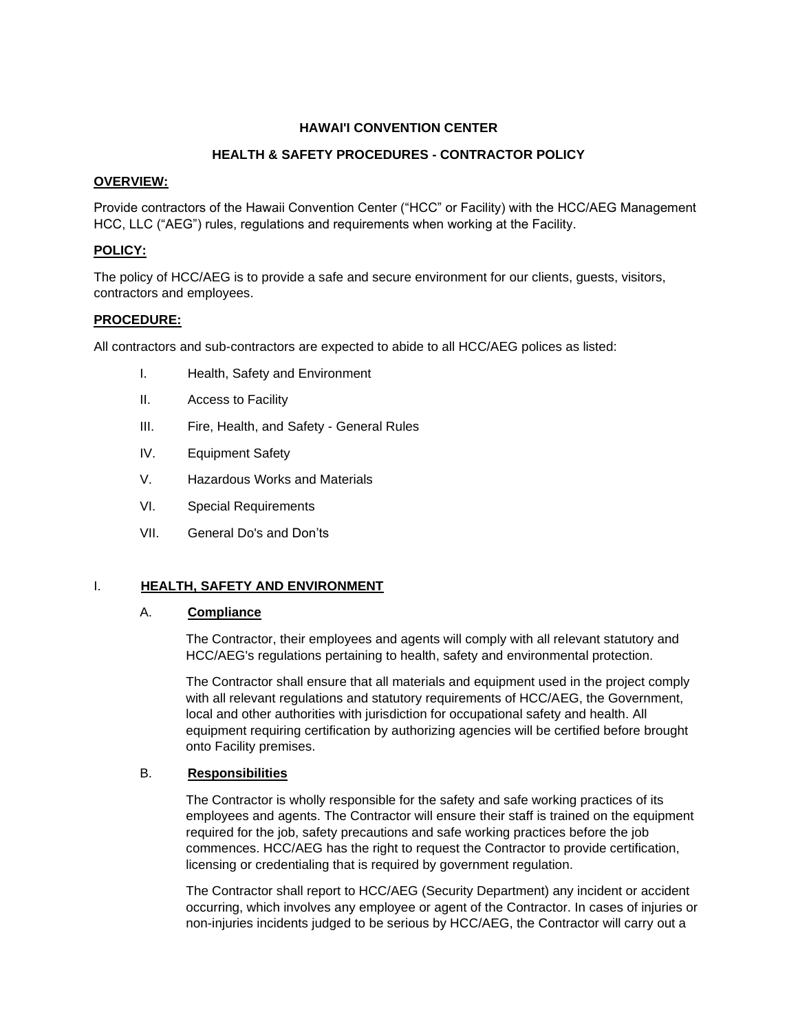# HAWAI'I CONVENTION CENTER

## HEALTH & SAFETY PROCEDURES - CONTRACTOR POLICY

**OVERVIEW:**

Provide contractors of the Hawaii Convention Center ("HCC" or Facility) with the HCC/AEG Management HCC, LLC ("AEG") rules, regulations and requirements when working at the Facility.

**POLICY:**

The policy of HCC/AEG is to provide a safe and secure environment for our clients, guests, visitors, contractors and employees.

**PROCEDURE:**

All contractors and sub-contractors are expected to abide to all HCC/AEG polices as listed:

I. Health, Safety and Environment

II. Access to Facility

III. Fire, Health, and Safety - General Rules

IV. Equipment Safety

V. Hazardous Works and Materials

VI. Special Requirements

VII. General Do's and Don'ts

### I. HEALTH, SAFETY AND ENVIRONMENT

#### A. Compliance

The Contractor, their employees and agents will comply with all relevant statutory and HCC/AEG's regulations pertaining to health, safety and environmental protection.

The Contractor shall ensure that all materials and equipment used in the project comply with all relevant regulations and statutory requirements of HCC/AEG, the Government, local and other authorities with jurisdiction for occupational safety and health. All equipment requiring certification by authorizing agencies will be certified before brought onto Facility premises.

#### B. Responsibilities

The Contractor is wholly responsible for the safety and safe working practices of its employees and agents. The Contractor will ensure their staff is trained on the equipment required for the job, safety precautions and safe working practices before the job commences. HCC/AEG has the right to request the Contractor to provide certification, licensing or credentialing that is required by government regulation.

The Contractor shall report to HCC/AEG (Security Department) any incident or accident occurring, which involves any employee or agent of the Contractor. In cases of injuries or non-injuries incidents judged to be serious by HCC/AEG, the Contractor will carry out a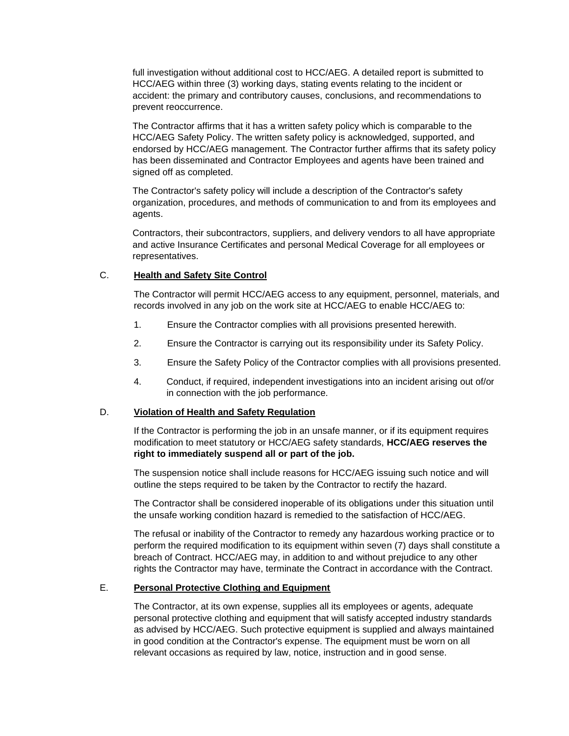full investigation without additional cost to HCC/AEG. A detailed report is submitted to HCC/AEG within three (3) working days, stating events relating to the incident or accident: the primary and contributory causes, conclusions, and recommendations to prevent reoccurrence.

The Contractor affirms that it has a written safety policy which is comparable to the HCC/AEG Safety Policy. The written safety policy is acknowledged, supported, and endorsed by HCC/AEG management. The Contractor further affirms that its safety policy has been disseminated and Contractor Employees and agents have been trained and signed off as completed.

The Contractor's safety policy will include a description of the Contractor's safety organization, procedures, and methods of communication to and from its employees and agents.

Contractors, their subcontractors, suppliers, and delivery vendors to all have appropriate and active Insurance Certificates and personal Medical Coverage for all employees or representatives.

C. **Health and Safety Site Control**

The Contractor will permit HCC/AEG access to any equipment, personnel, materials, and records involved in any job on the work site at HCC/AEG to enable HCC/AEG to:

1. Ensure the Contractor complies with all provisions presented herewith.
2. Ensure the Contractor is carrying out its responsibility under its Safety Policy.
3. Ensure the Safety Policy of the Contractor complies with all provisions presented.
4. Conduct, if required, independent investigations into an incident arising out of/or in connection with the job performance.

D. **Violation of Health and Safety Regulation**

If the Contractor is performing the job in an unsafe manner, or if its equipment requires modification to meet statutory or HCC/AEG safety standards, **HCC/AEG reserves the right to immediately suspend all or part of the job.**

The suspension notice shall include reasons for HCC/AEG issuing such notice and will outline the steps required to be taken by the Contractor to rectify the hazard.

The Contractor shall be considered inoperable of its obligations under this situation until the unsafe working condition hazard is remedied to the satisfaction of HCC/AEG.

The refusal or inability of the Contractor to remedy any hazardous working practice or to perform the required modification to its equipment within seven (7) days shall constitute a breach of Contract. HCC/AEG may, in addition to and without prejudice to any other rights the Contractor may have, terminate the Contract in accordance with the Contract.

E. **Personal Protective Clothing and Equipment**

The Contractor, at its own expense, supplies all its employees or agents, adequate personal protective clothing and equipment that will satisfy accepted industry standards as advised by HCC/AEG. Such protective equipment is supplied and always maintained in good condition at the Contractor's expense. The equipment must be worn on all relevant occasions as required by law, notice, instruction and in good sense.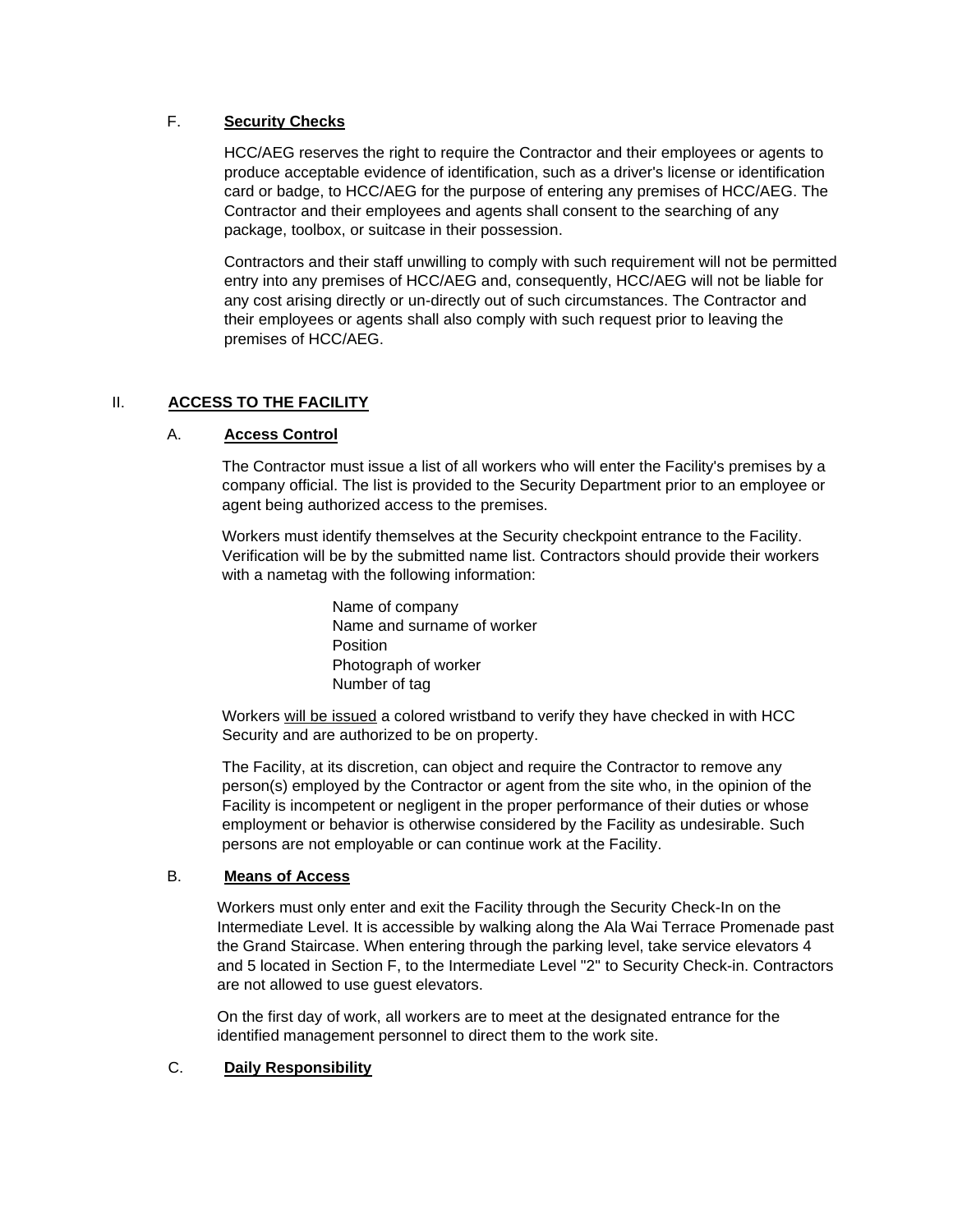### F. <u>**Security Checks**</u>

HCC/AEG reserves the right to require the Contractor and their employees or agents to produce acceptable evidence of identification, such as a driver's license or identification card or badge, to HCC/AEG for the purpose of entering any premises of HCC/AEG. The Contractor and their employees and agents shall consent to the searching of any package, toolbox, or suitcase in their possession.

Contractors and their staff unwilling to comply with such requirement will not be permitted entry into any premises of HCC/AEG and, consequently, HCC/AEG will not be liable for any cost arising directly or un-directly out of such circumstances. The Contractor and their employees or agents shall also comply with such request prior to leaving the premises of HCC/AEG.

## II. <u>**ACCESS TO THE FACILITY**</u>

### A. <u>**Access Control**</u>

The Contractor must issue a list of all workers who will enter the Facility's premises by a company official. The list is provided to the Security Department prior to an employee or agent being authorized access to the premises.

Workers must identify themselves at the Security checkpoint entrance to the Facility. Verification will be by the submitted name list. Contractors should provide their workers with a nametag with the following information:

Name of company
Name and surname of worker
Position
Photograph of worker
Number of tag

Workers <u>will be issued</u> a colored wristband to verify they have checked in with HCC Security and are authorized to be on property.

The Facility, at its discretion, can object and require the Contractor to remove any person(s) employed by the Contractor or agent from the site who, in the opinion of the Facility is incompetent or negligent in the proper performance of their duties or whose employment or behavior is otherwise considered by the Facility as undesirable. Such persons are not employable or can continue work at the Facility.

### B. <u>**Means of Access**</u>

Workers must only enter and exit the Facility through the Security Check-In on the Intermediate Level. It is accessible by walking along the Ala Wai Terrace Promenade past the Grand Staircase. When entering through the parking level, take service elevators 4 and 5 located in Section F, to the Intermediate Level "2" to Security Check-in. Contractors are not allowed to use guest elevators.

On the first day of work, all workers are to meet at the designated entrance for the identified management personnel to direct them to the work site.

### C. <u>**Daily Responsibility**</u>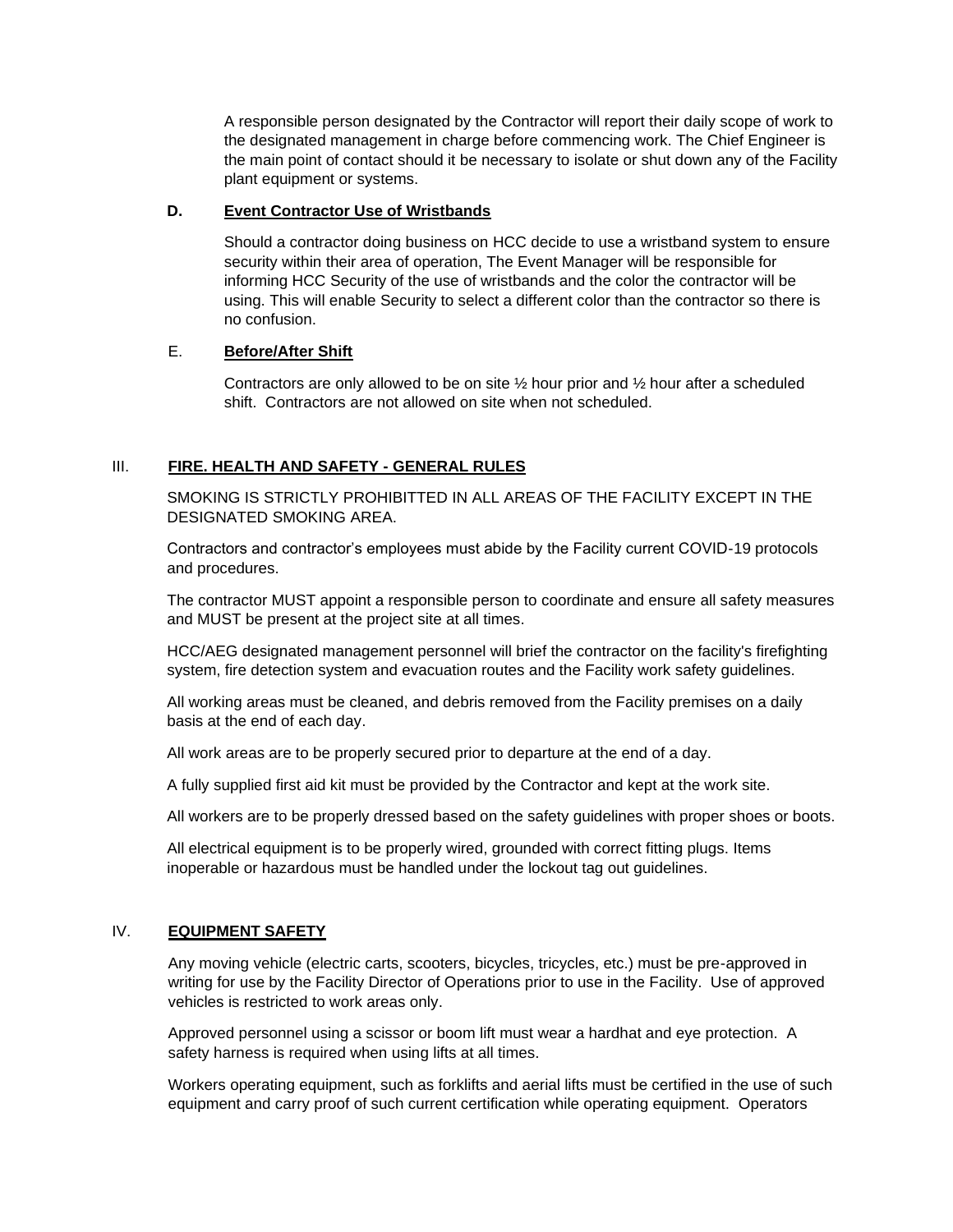A responsible person designated by the Contractor will report their daily scope of work to the designated management in charge before commencing work. The Chief Engineer is the main point of contact should it be necessary to isolate or shut down any of the Facility plant equipment or systems.

### D. Event Contractor Use of Wristbands

Should a contractor doing business on HCC decide to use a wristband system to ensure security within their area of operation, The Event Manager will be responsible for informing HCC Security of the use of wristbands and the color the contractor will be using. This will enable Security to select a different color than the contractor so there is no confusion.

### E. Before/After Shift

Contractors are only allowed to be on site ½ hour prior and ½ hour after a scheduled shift. Contractors are not allowed on site when not scheduled.

## III. FIRE. HEALTH AND SAFETY - GENERAL RULES

SMOKING IS STRICTLY PROHIBITTED IN ALL AREAS OF THE FACILITY EXCEPT IN THE DESIGNATED SMOKING AREA.

Contractors and contractor's employees must abide by the Facility current COVID-19 protocols and procedures.

The contractor MUST appoint a responsible person to coordinate and ensure all safety measures and MUST be present at the project site at all times.

HCC/AEG designated management personnel will brief the contractor on the facility's firefighting system, fire detection system and evacuation routes and the Facility work safety guidelines.

All working areas must be cleaned, and debris removed from the Facility premises on a daily basis at the end of each day.

All work areas are to be properly secured prior to departure at the end of a day.

A fully supplied first aid kit must be provided by the Contractor and kept at the work site.

All workers are to be properly dressed based on the safety guidelines with proper shoes or boots.

All electrical equipment is to be properly wired, grounded with correct fitting plugs. Items inoperable or hazardous must be handled under the lockout tag out guidelines.

## IV. EQUIPMENT SAFETY

Any moving vehicle (electric carts, scooters, bicycles, tricycles, etc.) must be pre-approved in writing for use by the Facility Director of Operations prior to use in the Facility. Use of approved vehicles is restricted to work areas only.

Approved personnel using a scissor or boom lift must wear a hardhat and eye protection. A safety harness is required when using lifts at all times.

Workers operating equipment, such as forklifts and aerial lifts must be certified in the use of such equipment and carry proof of such current certification while operating equipment. Operators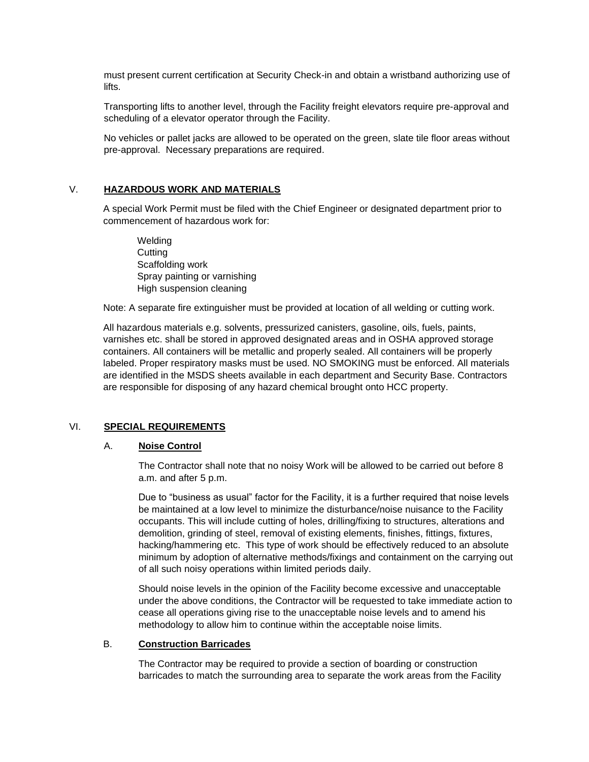must present current certification at Security Check-in and obtain a wristband authorizing use of lifts.

Transporting lifts to another level, through the Facility freight elevators require pre-approval and scheduling of a elevator operator through the Facility.

No vehicles or pallet jacks are allowed to be operated on the green, slate tile floor areas without pre-approval. Necessary preparations are required.

## V. HAZARDOUS WORK AND MATERIALS

A special Work Permit must be filed with the Chief Engineer or designated department prior to commencement of hazardous work for:

- Welding
- Cutting
- Scaffolding work
- Spray painting or varnishing
- High suspension cleaning

Note: A separate fire extinguisher must be provided at location of all welding or cutting work.

All hazardous materials e.g. solvents, pressurized canisters, gasoline, oils, fuels, paints, varnishes etc. shall be stored in approved designated areas and in OSHA approved storage containers. All containers will be metallic and properly sealed. All containers will be properly labeled. Proper respiratory masks must be used. NO SMOKING must be enforced. All materials are identified in the MSDS sheets available in each department and Security Base. Contractors are responsible for disposing of any hazard chemical brought onto HCC property.

## VI. SPECIAL REQUIREMENTS

### A. Noise Control

The Contractor shall note that no noisy Work will be allowed to be carried out before 8 a.m. and after 5 p.m.

Due to "business as usual" factor for the Facility, it is a further required that noise levels be maintained at a low level to minimize the disturbance/noise nuisance to the Facility occupants. This will include cutting of holes, drilling/fixing to structures, alterations and demolition, grinding of steel, removal of existing elements, finishes, fittings, fixtures, hacking/hammering etc. This type of work should be effectively reduced to an absolute minimum by adoption of alternative methods/fixings and containment on the carrying out of all such noisy operations within limited periods daily.

Should noise levels in the opinion of the Facility become excessive and unacceptable under the above conditions, the Contractor will be requested to take immediate action to cease all operations giving rise to the unacceptable noise levels and to amend his methodology to allow him to continue within the acceptable noise limits.

### B. Construction Barricades

The Contractor may be required to provide a section of boarding or construction barricades to match the surrounding area to separate the work areas from the Facility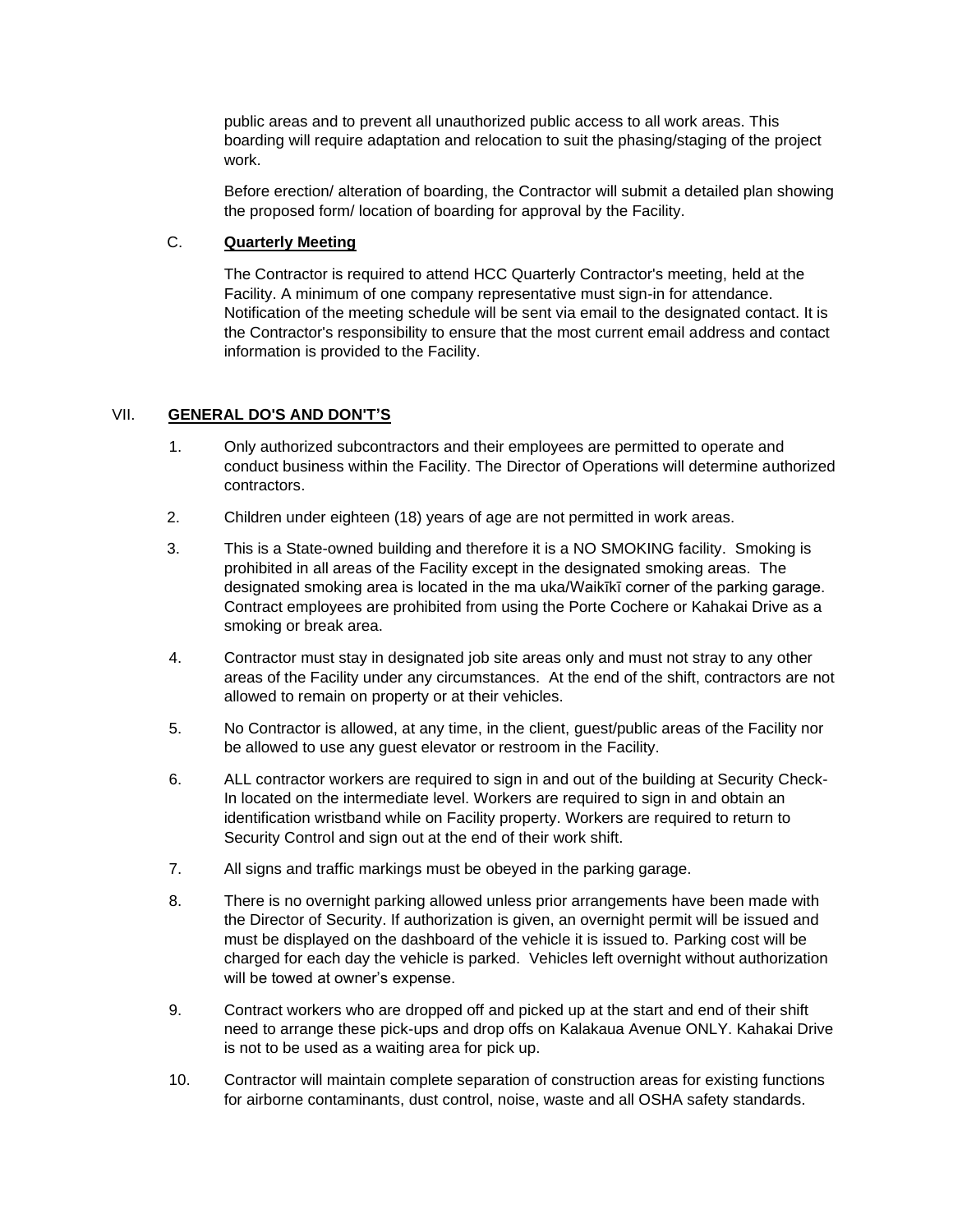public areas and to prevent all unauthorized public access to all work areas. This boarding will require adaptation and relocation to suit the phasing/staging of the project work.

Before erection/ alteration of boarding, the Contractor will submit a detailed plan showing the proposed form/ location of boarding for approval by the Facility.

C. **Quarterly Meeting**

The Contractor is required to attend HCC Quarterly Contractor's meeting, held at the Facility. A minimum of one company representative must sign-in for attendance. Notification of the meeting schedule will be sent via email to the designated contact. It is the Contractor's responsibility to ensure that the most current email address and contact information is provided to the Facility.

## VII. GENERAL DO'S AND DON'T'S

1. Only authorized subcontractors and their employees are permitted to operate and conduct business within the Facility. The Director of Operations will determine authorized contractors.

2. Children under eighteen (18) years of age are not permitted in work areas.

3. This is a State-owned building and therefore it is a NO SMOKING facility. Smoking is prohibited in all areas of the Facility except in the designated smoking areas. The designated smoking area is located in the ma uka/Waikīkī corner of the parking garage. Contract employees are prohibited from using the Porte Cochere or Kahakai Drive as a smoking or break area.

4. Contractor must stay in designated job site areas only and must not stray to any other areas of the Facility under any circumstances. At the end of the shift, contractors are not allowed to remain on property or at their vehicles.

5. No Contractor is allowed, at any time, in the client, guest/public areas of the Facility nor be allowed to use any guest elevator or restroom in the Facility.

6. ALL contractor workers are required to sign in and out of the building at Security Check-In located on the intermediate level. Workers are required to sign in and obtain an identification wristband while on Facility property. Workers are required to return to Security Control and sign out at the end of their work shift.

7. All signs and traffic markings must be obeyed in the parking garage.

8. There is no overnight parking allowed unless prior arrangements have been made with the Director of Security. If authorization is given, an overnight permit will be issued and must be displayed on the dashboard of the vehicle it is issued to. Parking cost will be charged for each day the vehicle is parked. Vehicles left overnight without authorization will be towed at owner's expense.

9. Contract workers who are dropped off and picked up at the start and end of their shift need to arrange these pick-ups and drop offs on Kalakaua Avenue ONLY. Kahakai Drive is not to be used as a waiting area for pick up.

10. Contractor will maintain complete separation of construction areas for existing functions for airborne contaminants, dust control, noise, waste and all OSHA safety standards.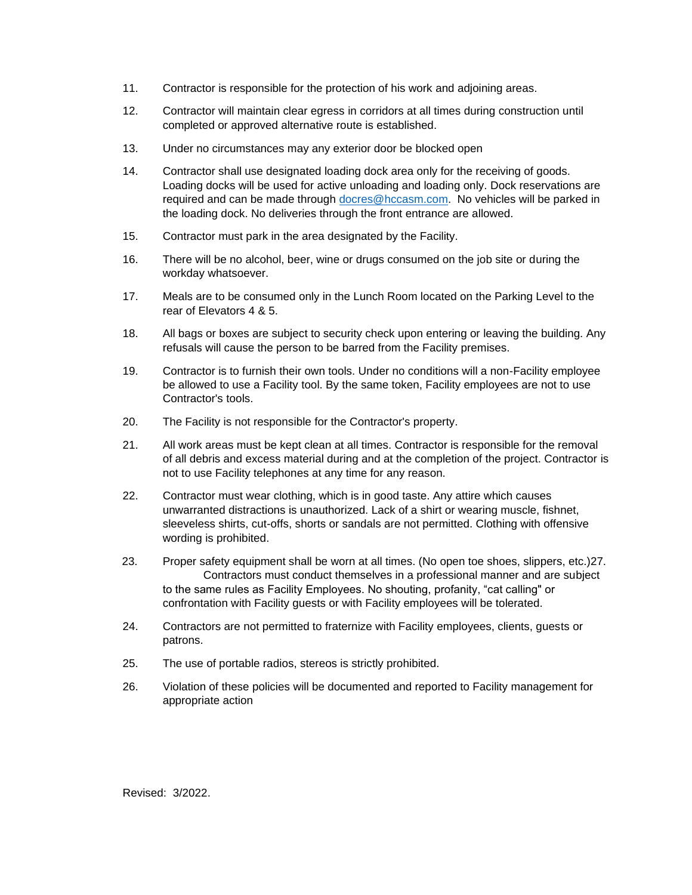11. Contractor is responsible for the protection of his work and adjoining areas.

12. Contractor will maintain clear egress in corridors at all times during construction until completed or approved alternative route is established.

13. Under no circumstances may any exterior door be blocked open

14. Contractor shall use designated loading dock area only for the receiving of goods. Loading docks will be used for active unloading and loading only. Dock reservations are required and can be made through docres@hccasm.com. No vehicles will be parked in the loading dock. No deliveries through the front entrance are allowed.

15. Contractor must park in the area designated by the Facility.

16. There will be no alcohol, beer, wine or drugs consumed on the job site or during the workday whatsoever.

17. Meals are to be consumed only in the Lunch Room located on the Parking Level to the rear of Elevators 4 & 5.

18. All bags or boxes are subject to security check upon entering or leaving the building. Any refusals will cause the person to be barred from the Facility premises.

19. Contractor is to furnish their own tools. Under no conditions will a non-Facility employee be allowed to use a Facility tool. By the same token, Facility employees are not to use Contractor's tools.

20. The Facility is not responsible for the Contractor's property.

21. All work areas must be kept clean at all times. Contractor is responsible for the removal of all debris and excess material during and at the completion of the project. Contractor is not to use Facility telephones at any time for any reason.

22. Contractor must wear clothing, which is in good taste. Any attire which causes unwarranted distractions is unauthorized. Lack of a shirt or wearing muscle, fishnet, sleeveless shirts, cut-offs, shorts or sandals are not permitted. Clothing with offensive wording is prohibited.

23. Proper safety equipment shall be worn at all times. (No open toe shoes, slippers, etc.)27. Contractors must conduct themselves in a professional manner and are subject to the same rules as Facility Employees. No shouting, profanity, "cat calling" or confrontation with Facility guests or with Facility employees will be tolerated.

24. Contractors are not permitted to fraternize with Facility employees, clients, guests or patrons.

25. The use of portable radios, stereos is strictly prohibited.

26. Violation of these policies will be documented and reported to Facility management for appropriate action

Revised: 3/2022.